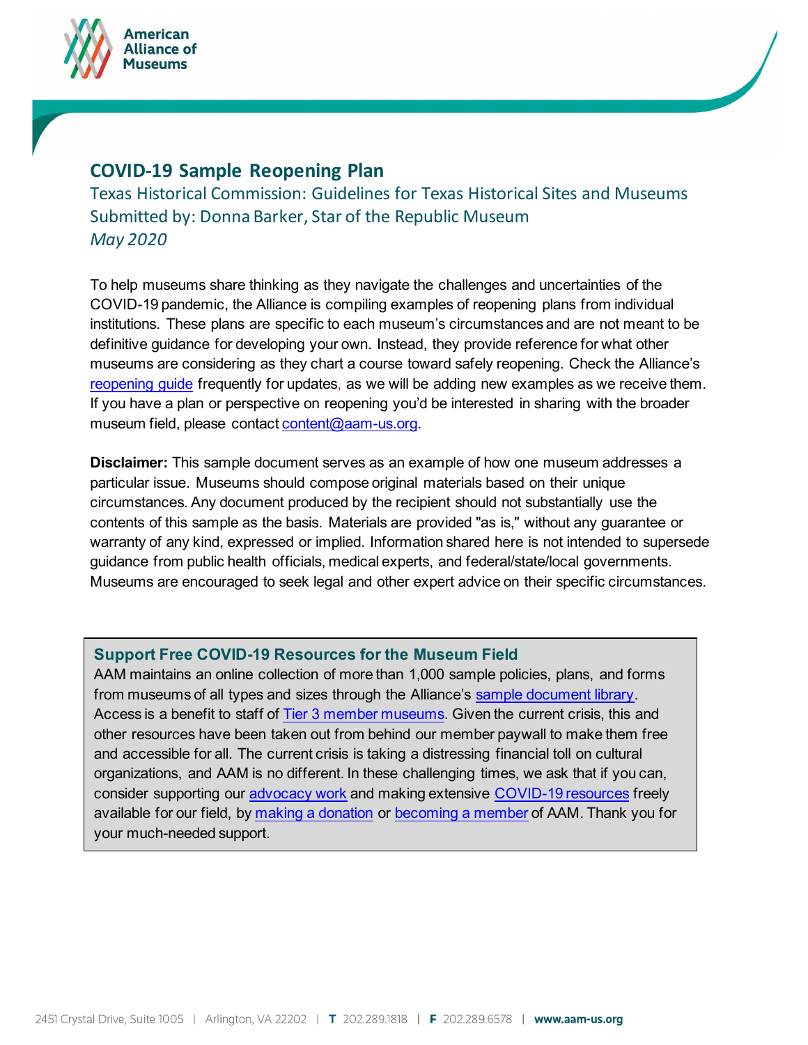# COVID-19 Sample Reopening Plan

Texas Historical Commission: Guidelines for Texas Historical Sites and Museums
Submitted by: Donna Barker, Star of the Republic Museum
*May 2020*

To help museums share thinking as they navigate the challenges and uncertainties of the COVID-19 pandemic, the Alliance is compiling examples of reopening plans from individual institutions. These plans are specific to each museum's circumstances and are not meant to be definitive guidance for developing your own. Instead, they provide reference for what other museums are considering as they chart a course toward safely reopening. Check the Alliance's reopening guide frequently for updates, as we will be adding new examples as we receive them. If you have a plan or perspective on reopening you'd be interested in sharing with the broader museum field, please contact content@aam-us.org.

**Disclaimer:** This sample document serves as an example of how one museum addresses a particular issue. Museums should compose original materials based on their unique circumstances. Any document produced by the recipient should not substantially use the contents of this sample as the basis. Materials are provided "as is," without any guarantee or warranty of any kind, expressed or implied. Information shared here is not intended to supersede guidance from public health officials, medical experts, and federal/state/local governments. Museums are encouraged to seek legal and other expert advice on their specific circumstances.

**Support Free COVID-19 Resources for the Museum Field**

AAM maintains an online collection of more than 1,000 sample policies, plans, and forms from museums of all types and sizes through the Alliance's sample document library. Access is a benefit to staff of Tier 3 member museums. Given the current crisis, this and other resources have been taken out from behind our member paywall to make them free and accessible for all. The current crisis is taking a distressing financial toll on cultural organizations, and AAM is no different. In these challenging times, we ask that if you can, consider supporting our advocacy work and making extensive COVID-19 resources freely available for our field, by making a donation or becoming a member of AAM. Thank you for your much-needed support.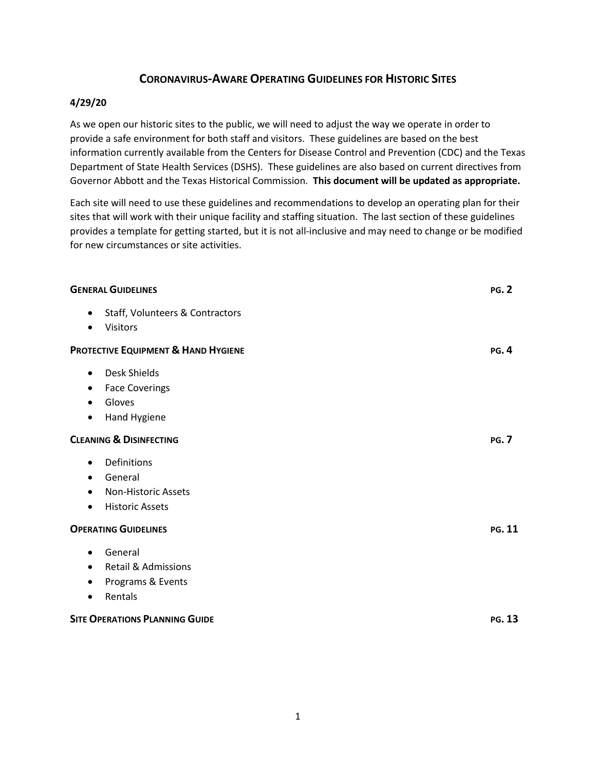# Coronavirus-Aware Operating Guidelines for Historic Sites

**4/29/20**

As we open our historic sites to the public, we will need to adjust the way we operate in order to provide a safe environment for both staff and visitors. These guidelines are based on the best information currently available from the Centers for Disease Control and Prevention (CDC) and the Texas Department of State Health Services (DSHS). These guidelines are also based on current directives from Governor Abbott and the Texas Historical Commission. **This document will be updated as appropriate.**

Each site will need to use these guidelines and recommendations to develop an operating plan for their sites that will work with their unique facility and staffing situation. The last section of these guidelines provides a template for getting started, but it is not all-inclusive and may need to change or be modified for new circumstances or site activities.

**General Guidelines** — **pg. 2**

- Staff, Volunteers & Contractors
- Visitors

**Protective Equipment & Hand Hygiene** — **pg. 4**

- Desk Shields
- Face Coverings
- Gloves
- Hand Hygiene

**Cleaning & Disinfecting** — **pg. 7**

- Definitions
- General
- Non-Historic Assets
- Historic Assets

**Operating Guidelines** — **pg. 11**

- General
- Retail & Admissions
- Programs & Events
- Rentals

**Site Operations Planning Guide** — **pg. 13**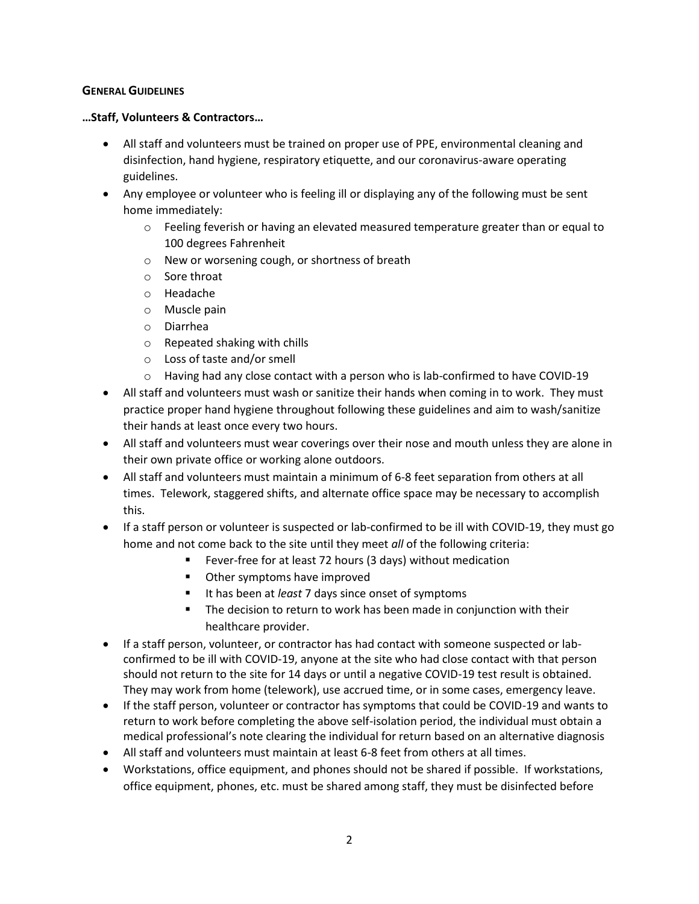## General Guidelines

**…Staff, Volunteers & Contractors…**

- All staff and volunteers must be trained on proper use of PPE, environmental cleaning and disinfection, hand hygiene, respiratory etiquette, and our coronavirus-aware operating guidelines.
- Any employee or volunteer who is feeling ill or displaying any of the following must be sent home immediately:
    - Feeling feverish or having an elevated measured temperature greater than or equal to 100 degrees Fahrenheit
    - New or worsening cough, or shortness of breath
    - Sore throat
    - Headache
    - Muscle pain
    - Diarrhea
    - Repeated shaking with chills
    - Loss of taste and/or smell
    - Having had any close contact with a person who is lab-confirmed to have COVID-19
- All staff and volunteers must wash or sanitize their hands when coming in to work. They must practice proper hand hygiene throughout following these guidelines and aim to wash/sanitize their hands at least once every two hours.
- All staff and volunteers must wear coverings over their nose and mouth unless they are alone in their own private office or working alone outdoors.
- All staff and volunteers must maintain a minimum of 6-8 feet separation from others at all times. Telework, staggered shifts, and alternate office space may be necessary to accomplish this.
- If a staff person or volunteer is suspected or lab-confirmed to be ill with COVID-19, they must go home and not come back to the site until they meet *all* of the following criteria:
    - Fever-free for at least 72 hours (3 days) without medication
    - Other symptoms have improved
    - It has been at *least* 7 days since onset of symptoms
    - The decision to return to work has been made in conjunction with their healthcare provider.
- If a staff person, volunteer, or contractor has had contact with someone suspected or lab-confirmed to be ill with COVID-19, anyone at the site who had close contact with that person should not return to the site for 14 days or until a negative COVID-19 test result is obtained. They may work from home (telework), use accrued time, or in some cases, emergency leave.
- If the staff person, volunteer or contractor has symptoms that could be COVID-19 and wants to return to work before completing the above self-isolation period, the individual must obtain a medical professional's note clearing the individual for return based on an alternative diagnosis
- All staff and volunteers must maintain at least 6-8 feet from others at all times.
- Workstations, office equipment, and phones should not be shared if possible. If workstations, office equipment, phones, etc. must be shared among staff, they must be disinfected before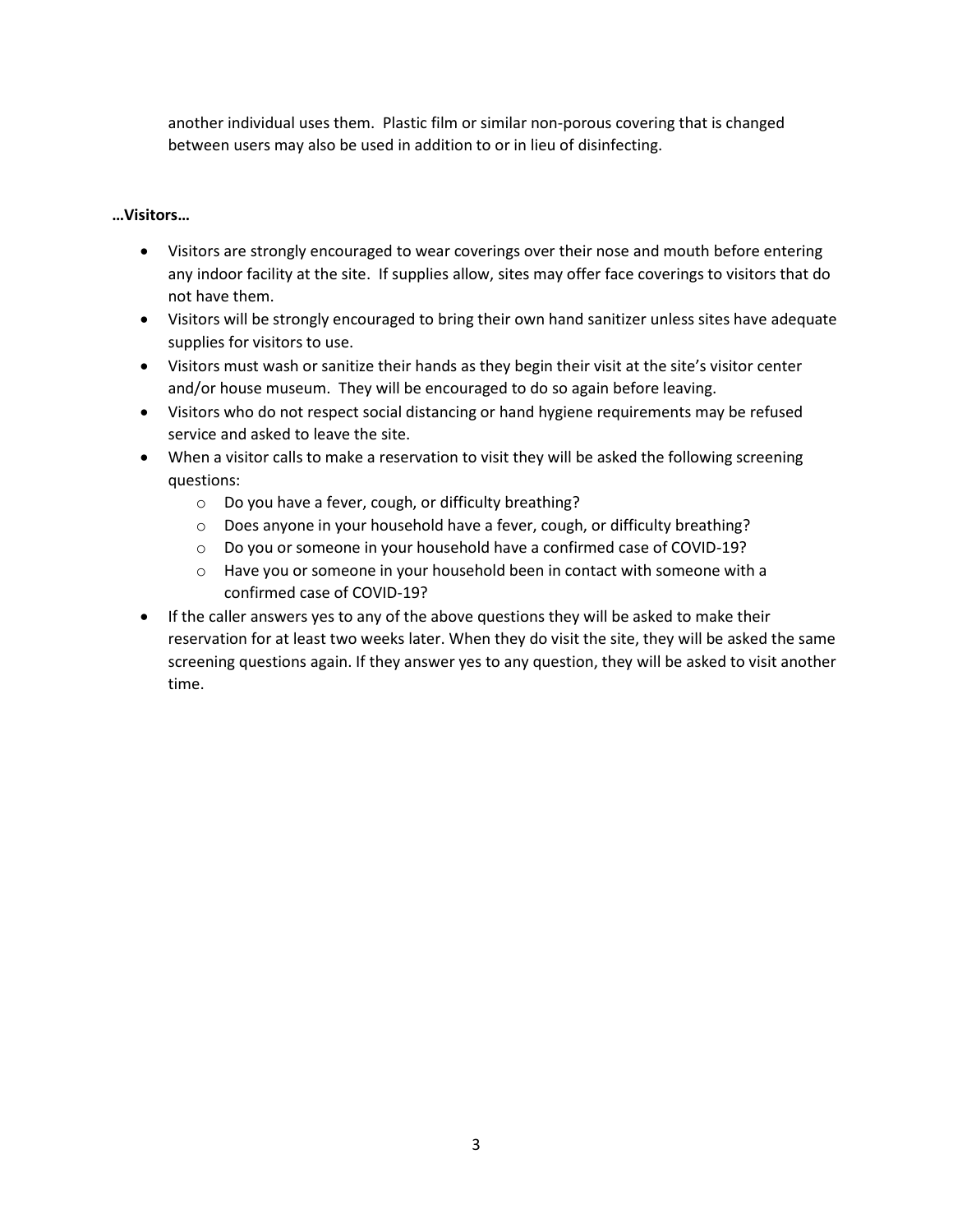another individual uses them. Plastic film or similar non-porous covering that is changed between users may also be used in addition to or in lieu of disinfecting.

**…Visitors…**

- Visitors are strongly encouraged to wear coverings over their nose and mouth before entering any indoor facility at the site. If supplies allow, sites may offer face coverings to visitors that do not have them.
- Visitors will be strongly encouraged to bring their own hand sanitizer unless sites have adequate supplies for visitors to use.
- Visitors must wash or sanitize their hands as they begin their visit at the site's visitor center and/or house museum. They will be encouraged to do so again before leaving.
- Visitors who do not respect social distancing or hand hygiene requirements may be refused service and asked to leave the site.
- When a visitor calls to make a reservation to visit they will be asked the following screening questions:
    - Do you have a fever, cough, or difficulty breathing?
    - Does anyone in your household have a fever, cough, or difficulty breathing?
    - Do you or someone in your household have a confirmed case of COVID-19?
    - Have you or someone in your household been in contact with someone with a confirmed case of COVID-19?
- If the caller answers yes to any of the above questions they will be asked to make their reservation for at least two weeks later. When they do visit the site, they will be asked the same screening questions again. If they answer yes to any question, they will be asked to visit another time.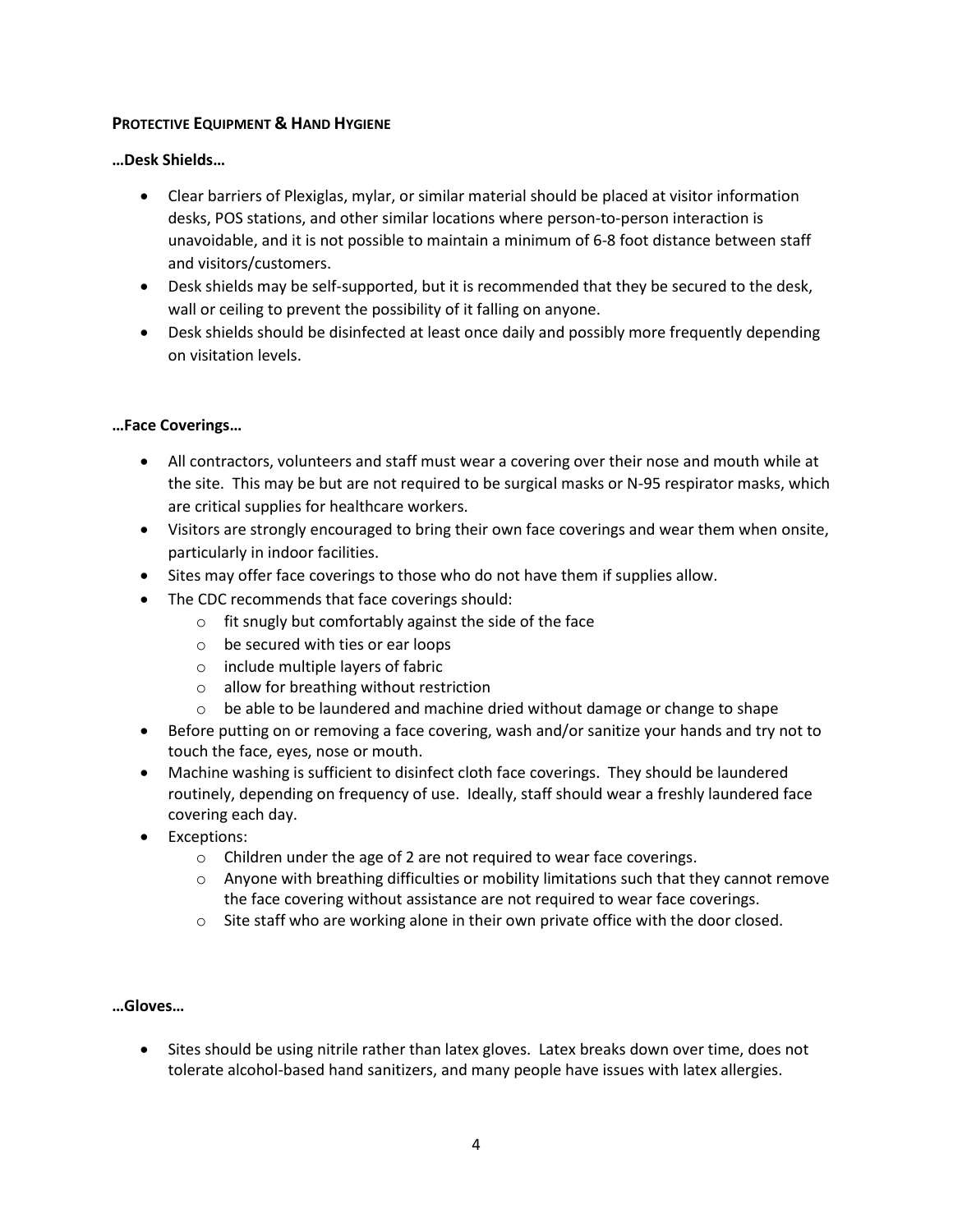**PROTECTIVE EQUIPMENT & HAND HYGIENE**

**…Desk Shields…**

- Clear barriers of Plexiglas, mylar, or similar material should be placed at visitor information desks, POS stations, and other similar locations where person-to-person interaction is unavoidable, and it is not possible to maintain a minimum of 6-8 foot distance between staff and visitors/customers.
- Desk shields may be self-supported, but it is recommended that they be secured to the desk, wall or ceiling to prevent the possibility of it falling on anyone.
- Desk shields should be disinfected at least once daily and possibly more frequently depending on visitation levels.

**…Face Coverings…**

- All contractors, volunteers and staff must wear a covering over their nose and mouth while at the site. This may be but are not required to be surgical masks or N-95 respirator masks, which are critical supplies for healthcare workers.
- Visitors are strongly encouraged to bring their own face coverings and wear them when onsite, particularly in indoor facilities.
- Sites may offer face coverings to those who do not have them if supplies allow.
- The CDC recommends that face coverings should:
    - fit snugly but comfortably against the side of the face
    - be secured with ties or ear loops
    - include multiple layers of fabric
    - allow for breathing without restriction
    - be able to be laundered and machine dried without damage or change to shape
- Before putting on or removing a face covering, wash and/or sanitize your hands and try not to touch the face, eyes, nose or mouth.
- Machine washing is sufficient to disinfect cloth face coverings. They should be laundered routinely, depending on frequency of use. Ideally, staff should wear a freshly laundered face covering each day.
- Exceptions:
    - Children under the age of 2 are not required to wear face coverings.
    - Anyone with breathing difficulties or mobility limitations such that they cannot remove the face covering without assistance are not required to wear face coverings.
    - Site staff who are working alone in their own private office with the door closed.

**…Gloves…**

- Sites should be using nitrile rather than latex gloves. Latex breaks down over time, does not tolerate alcohol-based hand sanitizers, and many people have issues with latex allergies.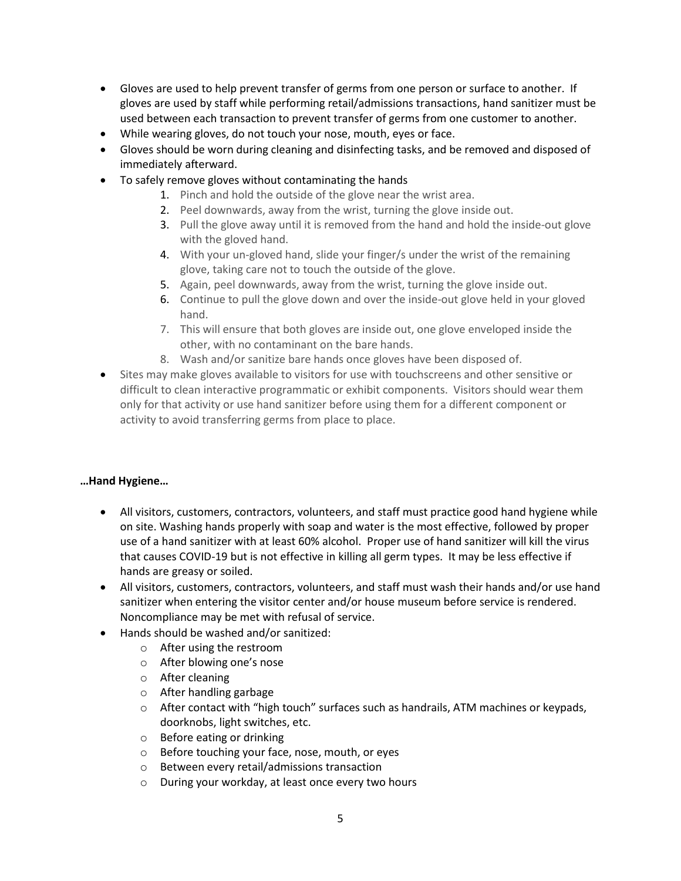- Gloves are used to help prevent transfer of germs from one person or surface to another. If gloves are used by staff while performing retail/admissions transactions, hand sanitizer must be used between each transaction to prevent transfer of germs from one customer to another.
- While wearing gloves, do not touch your nose, mouth, eyes or face.
- Gloves should be worn during cleaning and disinfecting tasks, and be removed and disposed of immediately afterward.
- To safely remove gloves without contaminating the hands
    1. Pinch and hold the outside of the glove near the wrist area.
    2. Peel downwards, away from the wrist, turning the glove inside out.
    3. Pull the glove away until it is removed from the hand and hold the inside-out glove with the gloved hand.
    4. With your un-gloved hand, slide your finger/s under the wrist of the remaining glove, taking care not to touch the outside of the glove.
    5. Again, peel downwards, away from the wrist, turning the glove inside out.
    6. Continue to pull the glove down and over the inside-out glove held in your gloved hand.
    7. This will ensure that both gloves are inside out, one glove enveloped inside the other, with no contaminant on the bare hands.
    8. Wash and/or sanitize bare hands once gloves have been disposed of.
- Sites may make gloves available to visitors for use with touchscreens and other sensitive or difficult to clean interactive programmatic or exhibit components. Visitors should wear them only for that activity or use hand sanitizer before using them for a different component or activity to avoid transferring germs from place to place.

**…Hand Hygiene…**

- All visitors, customers, contractors, volunteers, and staff must practice good hand hygiene while on site. Washing hands properly with soap and water is the most effective, followed by proper use of a hand sanitizer with at least 60% alcohol. Proper use of hand sanitizer will kill the virus that causes COVID-19 but is not effective in killing all germ types. It may be less effective if hands are greasy or soiled.
- All visitors, customers, contractors, volunteers, and staff must wash their hands and/or use hand sanitizer when entering the visitor center and/or house museum before service is rendered. Noncompliance may be met with refusal of service.
- Hands should be washed and/or sanitized:
    - After using the restroom
    - After blowing one's nose
    - After cleaning
    - After handling garbage
    - After contact with "high touch" surfaces such as handrails, ATM machines or keypads, doorknobs, light switches, etc.
    - Before eating or drinking
    - Before touching your face, nose, mouth, or eyes
    - Between every retail/admissions transaction
    - During your workday, at least once every two hours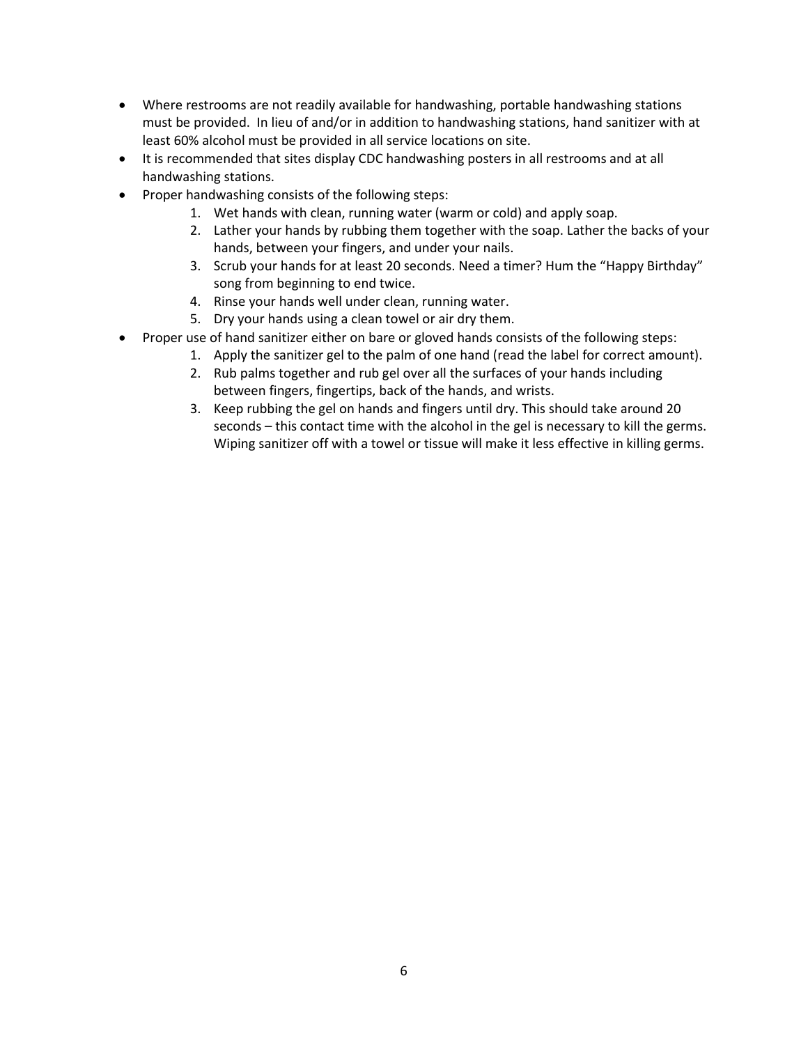- Where restrooms are not readily available for handwashing, portable handwashing stations must be provided. In lieu of and/or in addition to handwashing stations, hand sanitizer with at least 60% alcohol must be provided in all service locations on site.
- It is recommended that sites display CDC handwashing posters in all restrooms and at all handwashing stations.
- Proper handwashing consists of the following steps:
    1. Wet hands with clean, running water (warm or cold) and apply soap.
    2. Lather your hands by rubbing them together with the soap. Lather the backs of your hands, between your fingers, and under your nails.
    3. Scrub your hands for at least 20 seconds. Need a timer? Hum the "Happy Birthday" song from beginning to end twice.
    4. Rinse your hands well under clean, running water.
    5. Dry your hands using a clean towel or air dry them.
- Proper use of hand sanitizer either on bare or gloved hands consists of the following steps:
    1. Apply the sanitizer gel to the palm of one hand (read the label for correct amount).
    2. Rub palms together and rub gel over all the surfaces of your hands including between fingers, fingertips, back of the hands, and wrists.
    3. Keep rubbing the gel on hands and fingers until dry. This should take around 20 seconds – this contact time with the alcohol in the gel is necessary to kill the germs. Wiping sanitizer off with a towel or tissue will make it less effective in killing germs.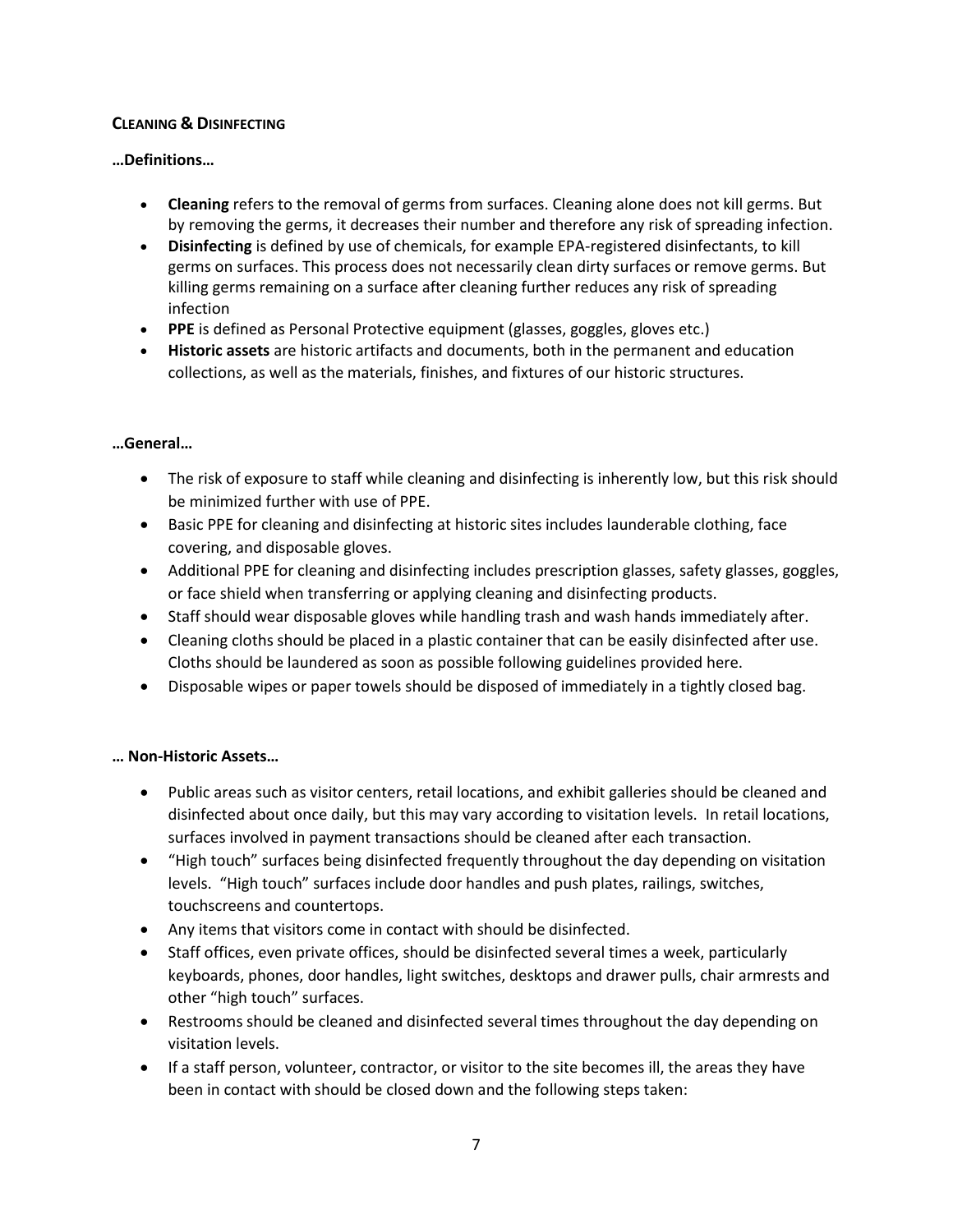## Cleaning & Disinfecting

**…Definitions…**

- **Cleaning** refers to the removal of germs from surfaces. Cleaning alone does not kill germs. But by removing the germs, it decreases their number and therefore any risk of spreading infection.
- **Disinfecting** is defined by use of chemicals, for example EPA-registered disinfectants, to kill germs on surfaces. This process does not necessarily clean dirty surfaces or remove germs. But killing germs remaining on a surface after cleaning further reduces any risk of spreading infection
- **PPE** is defined as Personal Protective equipment (glasses, goggles, gloves etc.)
- **Historic assets** are historic artifacts and documents, both in the permanent and education collections, as well as the materials, finishes, and fixtures of our historic structures.

**…General…**

- The risk of exposure to staff while cleaning and disinfecting is inherently low, but this risk should be minimized further with use of PPE.
- Basic PPE for cleaning and disinfecting at historic sites includes launderable clothing, face covering, and disposable gloves.
- Additional PPE for cleaning and disinfecting includes prescription glasses, safety glasses, goggles, or face shield when transferring or applying cleaning and disinfecting products.
- Staff should wear disposable gloves while handling trash and wash hands immediately after.
- Cleaning cloths should be placed in a plastic container that can be easily disinfected after use. Cloths should be laundered as soon as possible following guidelines provided here.
- Disposable wipes or paper towels should be disposed of immediately in a tightly closed bag.

**… Non-Historic Assets…**

- Public areas such as visitor centers, retail locations, and exhibit galleries should be cleaned and disinfected about once daily, but this may vary according to visitation levels. In retail locations, surfaces involved in payment transactions should be cleaned after each transaction.
- "High touch" surfaces being disinfected frequently throughout the day depending on visitation levels. "High touch" surfaces include door handles and push plates, railings, switches, touchscreens and countertops.
- Any items that visitors come in contact with should be disinfected.
- Staff offices, even private offices, should be disinfected several times a week, particularly keyboards, phones, door handles, light switches, desktops and drawer pulls, chair armrests and other "high touch" surfaces.
- Restrooms should be cleaned and disinfected several times throughout the day depending on visitation levels.
- If a staff person, volunteer, contractor, or visitor to the site becomes ill, the areas they have been in contact with should be closed down and the following steps taken: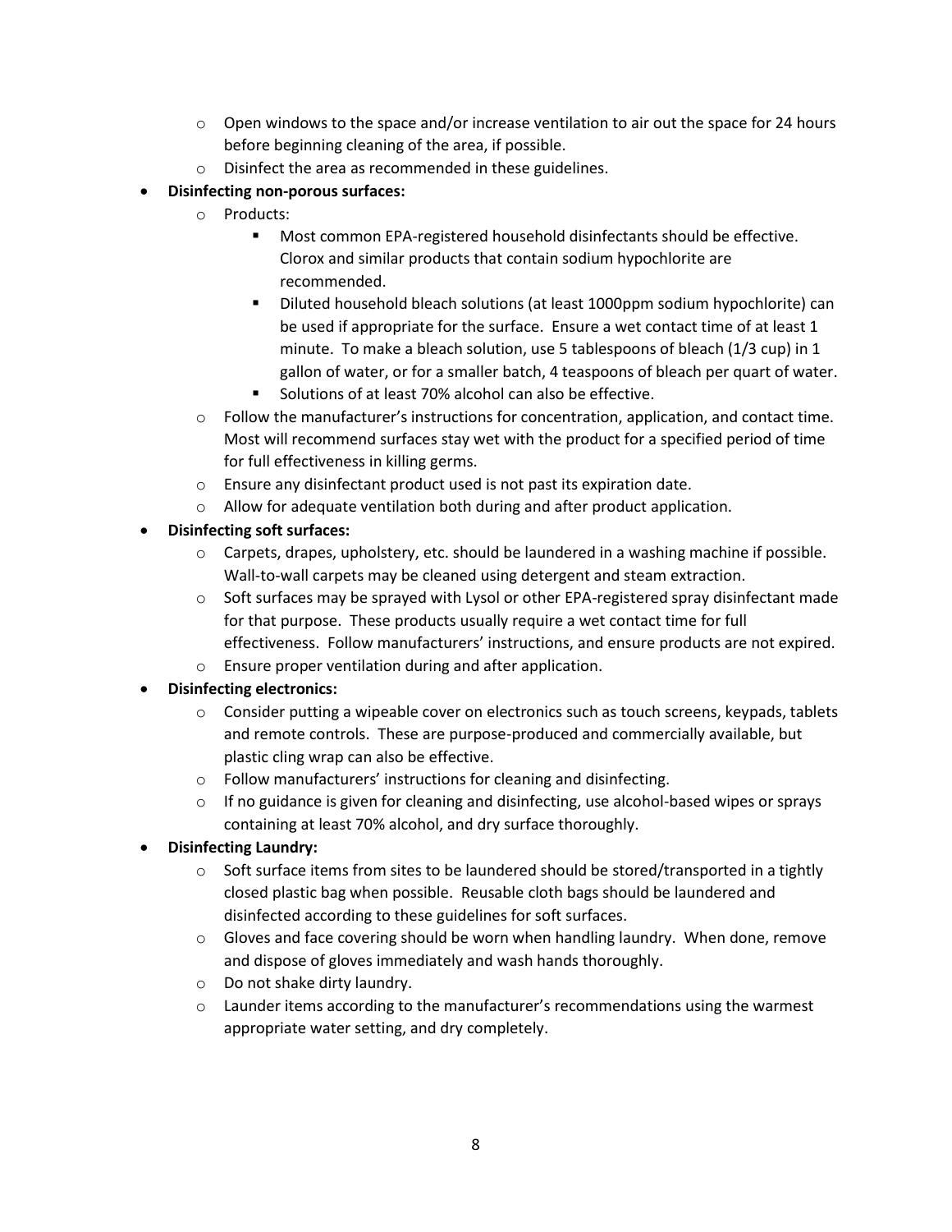- Open windows to the space and/or increase ventilation to air out the space for 24 hours before beginning cleaning of the area, if possible.
    - Disinfect the area as recommended in these guidelines.
- **Disinfecting non-porous surfaces:**
    - Products:
        - Most common EPA-registered household disinfectants should be effective. Clorox and similar products that contain sodium hypochlorite are recommended.
        - Diluted household bleach solutions (at least 1000ppm sodium hypochlorite) can be used if appropriate for the surface. Ensure a wet contact time of at least 1 minute. To make a bleach solution, use 5 tablespoons of bleach (1/3 cup) in 1 gallon of water, or for a smaller batch, 4 teaspoons of bleach per quart of water.
        - Solutions of at least 70% alcohol can also be effective.
    - Follow the manufacturer's instructions for concentration, application, and contact time. Most will recommend surfaces stay wet with the product for a specified period of time for full effectiveness in killing germs.
    - Ensure any disinfectant product used is not past its expiration date.
    - Allow for adequate ventilation both during and after product application.
- **Disinfecting soft surfaces:**
    - Carpets, drapes, upholstery, etc. should be laundered in a washing machine if possible. Wall-to-wall carpets may be cleaned using detergent and steam extraction.
    - Soft surfaces may be sprayed with Lysol or other EPA-registered spray disinfectant made for that purpose. These products usually require a wet contact time for full effectiveness. Follow manufacturers' instructions, and ensure products are not expired.
    - Ensure proper ventilation during and after application.
- **Disinfecting electronics:**
    - Consider putting a wipeable cover on electronics such as touch screens, keypads, tablets and remote controls. These are purpose-produced and commercially available, but plastic cling wrap can also be effective.
    - Follow manufacturers' instructions for cleaning and disinfecting.
    - If no guidance is given for cleaning and disinfecting, use alcohol-based wipes or sprays containing at least 70% alcohol, and dry surface thoroughly.
- **Disinfecting Laundry:**
    - Soft surface items from sites to be laundered should be stored/transported in a tightly closed plastic bag when possible. Reusable cloth bags should be laundered and disinfected according to these guidelines for soft surfaces.
    - Gloves and face covering should be worn when handling laundry. When done, remove and dispose of gloves immediately and wash hands thoroughly.
    - Do not shake dirty laundry.
    - Launder items according to the manufacturer's recommendations using the warmest appropriate water setting, and dry completely.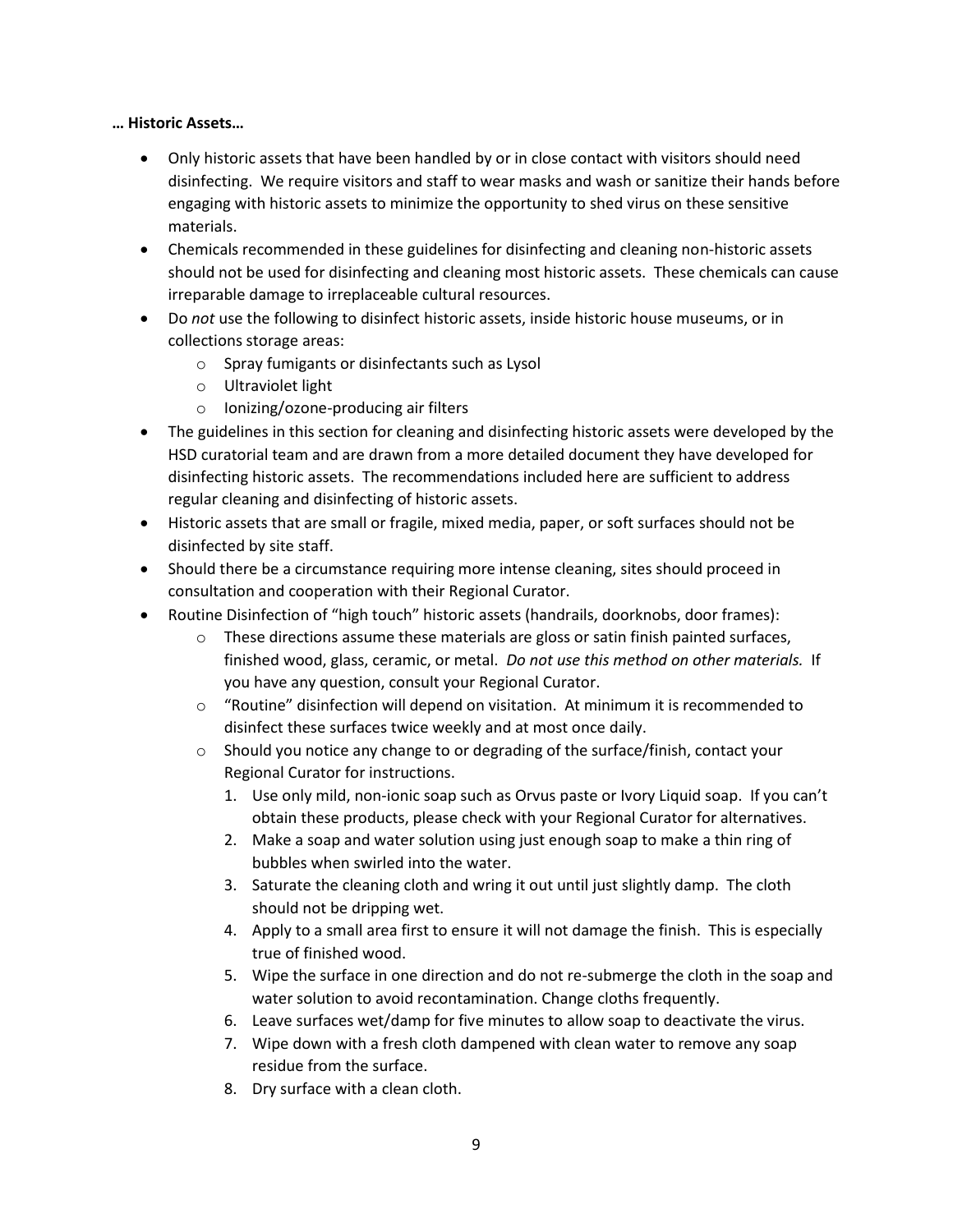**… Historic Assets…**

- Only historic assets that have been handled by or in close contact with visitors should need disinfecting. We require visitors and staff to wear masks and wash or sanitize their hands before engaging with historic assets to minimize the opportunity to shed virus on these sensitive materials.
- Chemicals recommended in these guidelines for disinfecting and cleaning non-historic assets should not be used for disinfecting and cleaning most historic assets. These chemicals can cause irreparable damage to irreplaceable cultural resources.
- Do *not* use the following to disinfect historic assets, inside historic house museums, or in collections storage areas:
  - Spray fumigants or disinfectants such as Lysol
  - Ultraviolet light
  - Ionizing/ozone-producing air filters
- The guidelines in this section for cleaning and disinfecting historic assets were developed by the HSD curatorial team and are drawn from a more detailed document they have developed for disinfecting historic assets. The recommendations included here are sufficient to address regular cleaning and disinfecting of historic assets.
- Historic assets that are small or fragile, mixed media, paper, or soft surfaces should not be disinfected by site staff.
- Should there be a circumstance requiring more intense cleaning, sites should proceed in consultation and cooperation with their Regional Curator.
- Routine Disinfection of "high touch" historic assets (handrails, doorknobs, door frames):
  - These directions assume these materials are gloss or satin finish painted surfaces, finished wood, glass, ceramic, or metal. *Do not use this method on other materials.* If you have any question, consult your Regional Curator.
  - "Routine" disinfection will depend on visitation. At minimum it is recommended to disinfect these surfaces twice weekly and at most once daily.
  - Should you notice any change to or degrading of the surface/finish, contact your Regional Curator for instructions.
    1. Use only mild, non-ionic soap such as Orvus paste or Ivory Liquid soap. If you can't obtain these products, please check with your Regional Curator for alternatives.
    2. Make a soap and water solution using just enough soap to make a thin ring of bubbles when swirled into the water.
    3. Saturate the cleaning cloth and wring it out until just slightly damp. The cloth should not be dripping wet.
    4. Apply to a small area first to ensure it will not damage the finish. This is especially true of finished wood.
    5. Wipe the surface in one direction and do not re-submerge the cloth in the soap and water solution to avoid recontamination. Change cloths frequently.
    6. Leave surfaces wet/damp for five minutes to allow soap to deactivate the virus.
    7. Wipe down with a fresh cloth dampened with clean water to remove any soap residue from the surface.
    8. Dry surface with a clean cloth.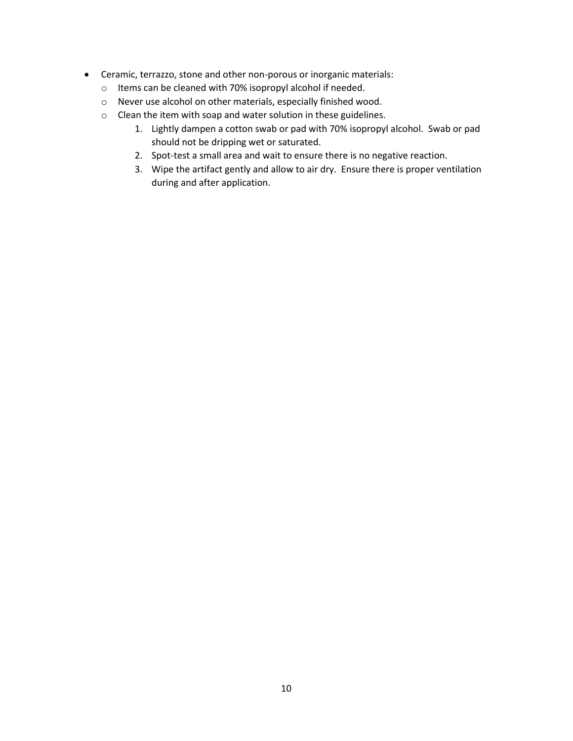- Ceramic, terrazzo, stone and other non-porous or inorganic materials:
  - Items can be cleaned with 70% isopropyl alcohol if needed.
  - Never use alcohol on other materials, especially finished wood.
  - Clean the item with soap and water solution in these guidelines.
    1. Lightly dampen a cotton swab or pad with 70% isopropyl alcohol. Swab or pad should not be dripping wet or saturated.
    2. Spot-test a small area and wait to ensure there is no negative reaction.
    3. Wipe the artifact gently and allow to air dry. Ensure there is proper ventilation during and after application.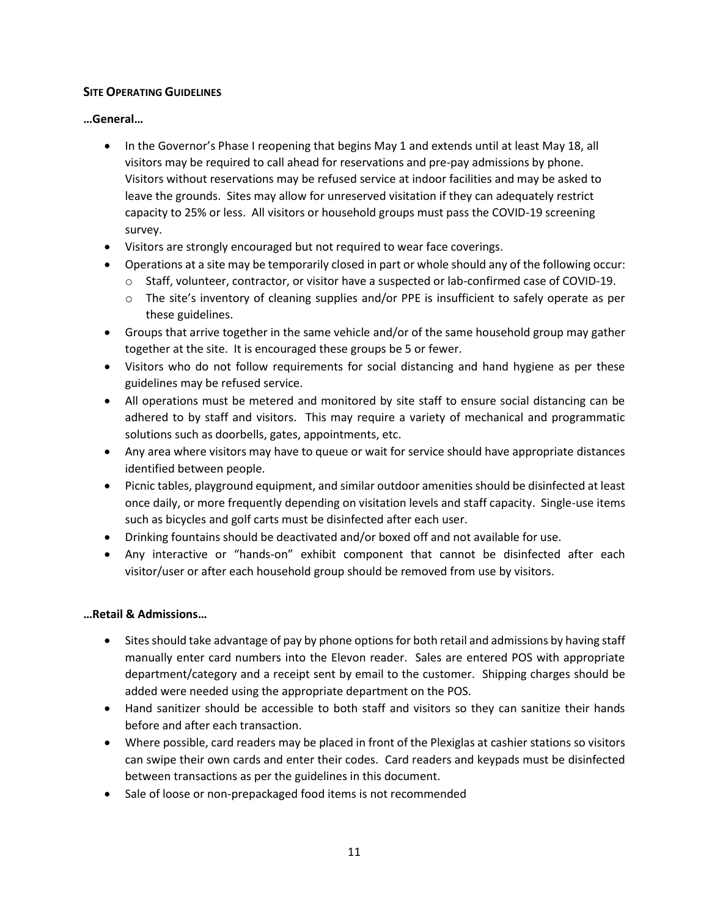## SITE OPERATING GUIDELINES

**…General…**

- In the Governor's Phase I reopening that begins May 1 and extends until at least May 18, all visitors may be required to call ahead for reservations and pre-pay admissions by phone. Visitors without reservations may be refused service at indoor facilities and may be asked to leave the grounds. Sites may allow for unreserved visitation if they can adequately restrict capacity to 25% or less. All visitors or household groups must pass the COVID-19 screening survey.
- Visitors are strongly encouraged but not required to wear face coverings.
- Operations at a site may be temporarily closed in part or whole should any of the following occur:
  - Staff, volunteer, contractor, or visitor have a suspected or lab-confirmed case of COVID-19.
  - The site's inventory of cleaning supplies and/or PPE is insufficient to safely operate as per these guidelines.
- Groups that arrive together in the same vehicle and/or of the same household group may gather together at the site. It is encouraged these groups be 5 or fewer.
- Visitors who do not follow requirements for social distancing and hand hygiene as per these guidelines may be refused service.
- All operations must be metered and monitored by site staff to ensure social distancing can be adhered to by staff and visitors. This may require a variety of mechanical and programmatic solutions such as doorbells, gates, appointments, etc.
- Any area where visitors may have to queue or wait for service should have appropriate distances identified between people.
- Picnic tables, playground equipment, and similar outdoor amenities should be disinfected at least once daily, or more frequently depending on visitation levels and staff capacity. Single-use items such as bicycles and golf carts must be disinfected after each user.
- Drinking fountains should be deactivated and/or boxed off and not available for use.
- Any interactive or "hands-on" exhibit component that cannot be disinfected after each visitor/user or after each household group should be removed from use by visitors.

**…Retail & Admissions…**

- Sites should take advantage of pay by phone options for both retail and admissions by having staff manually enter card numbers into the Elevon reader. Sales are entered POS with appropriate department/category and a receipt sent by email to the customer. Shipping charges should be added were needed using the appropriate department on the POS.
- Hand sanitizer should be accessible to both staff and visitors so they can sanitize their hands before and after each transaction.
- Where possible, card readers may be placed in front of the Plexiglas at cashier stations so visitors can swipe their own cards and enter their codes. Card readers and keypads must be disinfected between transactions as per the guidelines in this document.
- Sale of loose or non-prepackaged food items is not recommended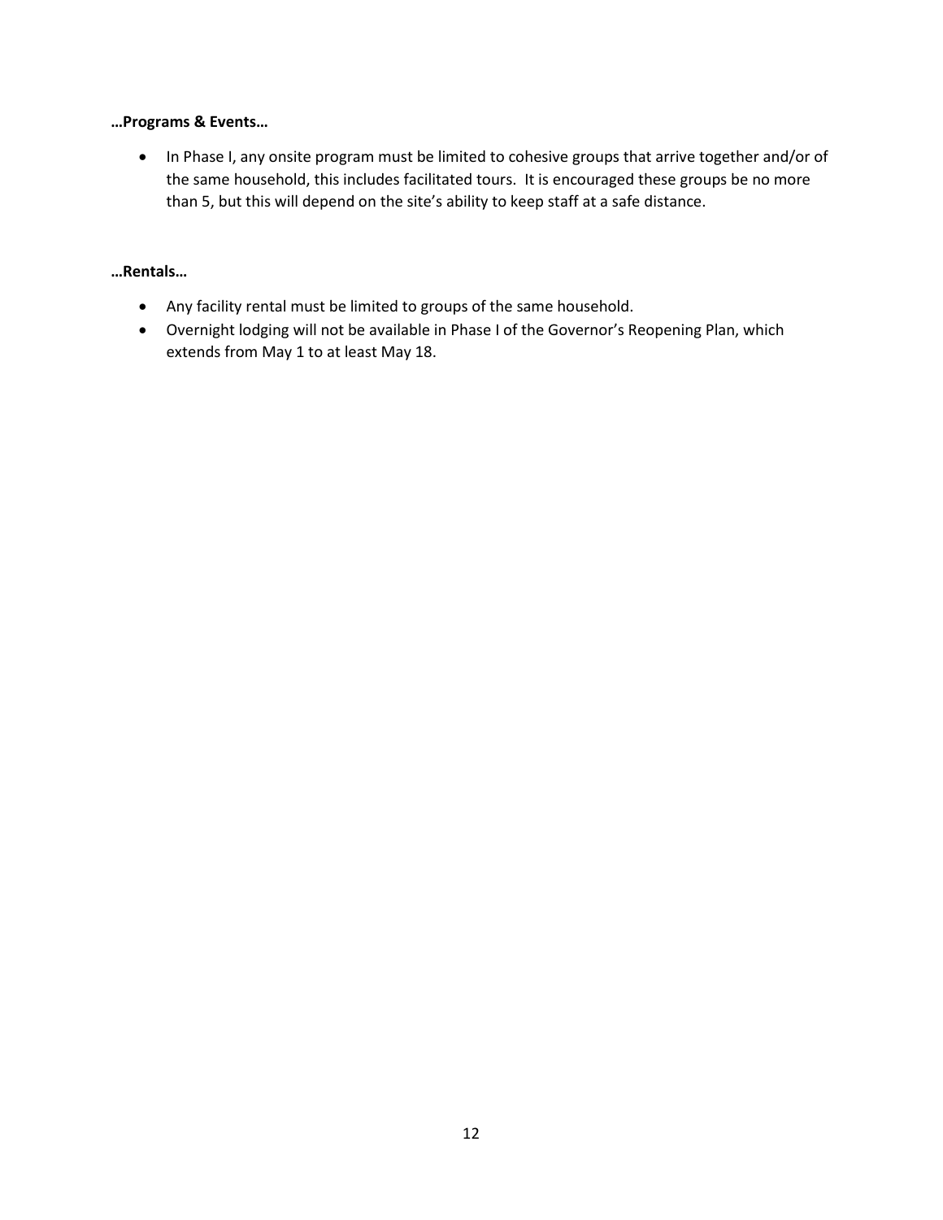**…Programs & Events…**

- In Phase I, any onsite program must be limited to cohesive groups that arrive together and/or of the same household, this includes facilitated tours. It is encouraged these groups be no more than 5, but this will depend on the site's ability to keep staff at a safe distance.

**…Rentals…**

- Any facility rental must be limited to groups of the same household.
- Overnight lodging will not be available in Phase I of the Governor's Reopening Plan, which extends from May 1 to at least May 18.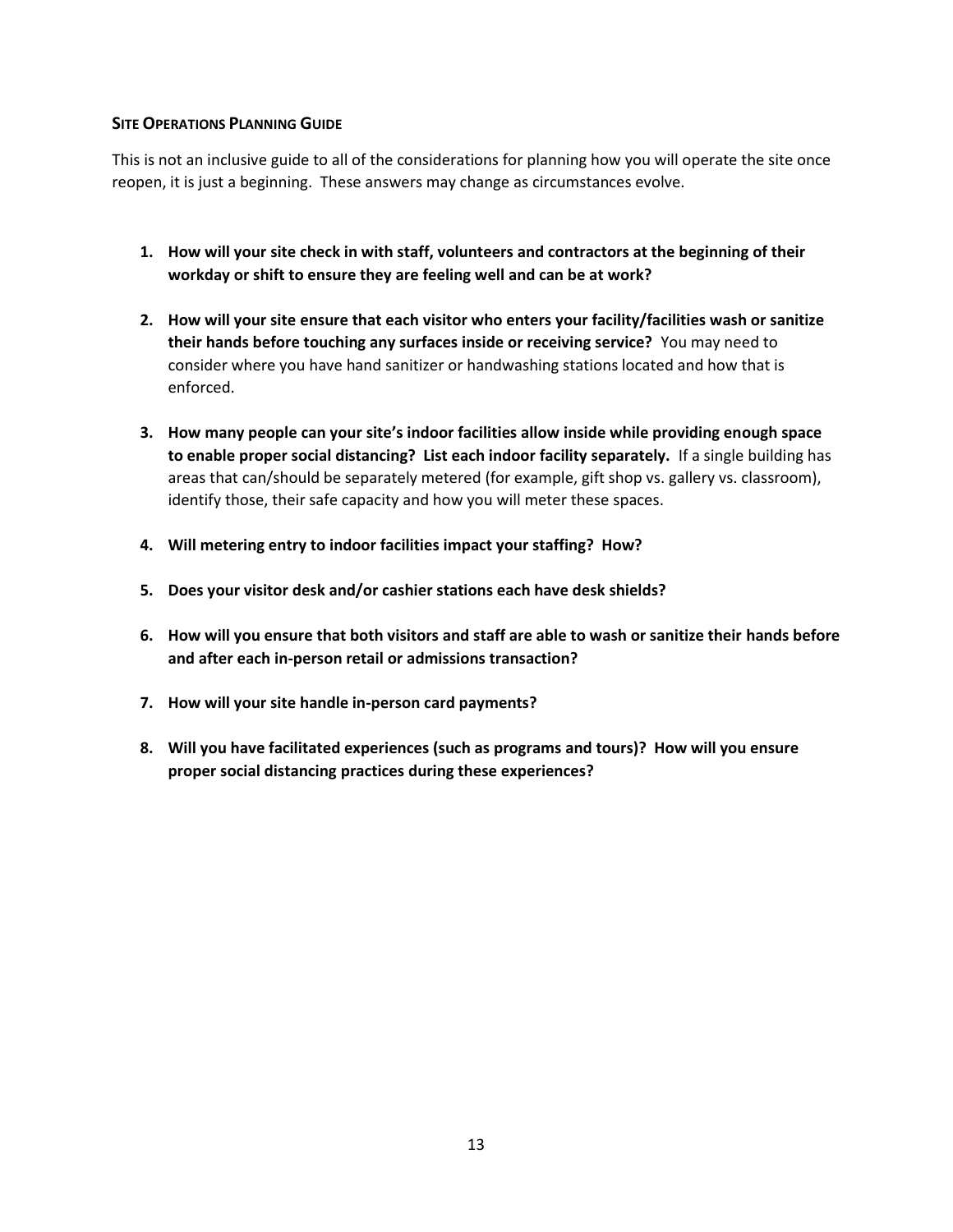**SITE OPERATIONS PLANNING GUIDE**

This is not an inclusive guide to all of the considerations for planning how you will operate the site once reopen, it is just a beginning. These answers may change as circumstances evolve.

1. **How will your site check in with staff, volunteers and contractors at the beginning of their workday or shift to ensure they are feeling well and can be at work?**

2. **How will your site ensure that each visitor who enters your facility/facilities wash or sanitize their hands before touching any surfaces inside or receiving service?** You may need to consider where you have hand sanitizer or handwashing stations located and how that is enforced.

3. **How many people can your site's indoor facilities allow inside while providing enough space to enable proper social distancing? List each indoor facility separately.** If a single building has areas that can/should be separately metered (for example, gift shop vs. gallery vs. classroom), identify those, their safe capacity and how you will meter these spaces.

4. **Will metering entry to indoor facilities impact your staffing? How?**

5. **Does your visitor desk and/or cashier stations each have desk shields?**

6. **How will you ensure that both visitors and staff are able to wash or sanitize their hands before and after each in-person retail or admissions transaction?**

7. **How will your site handle in-person card payments?**

8. **Will you have facilitated experiences (such as programs and tours)? How will you ensure proper social distancing practices during these experiences?**